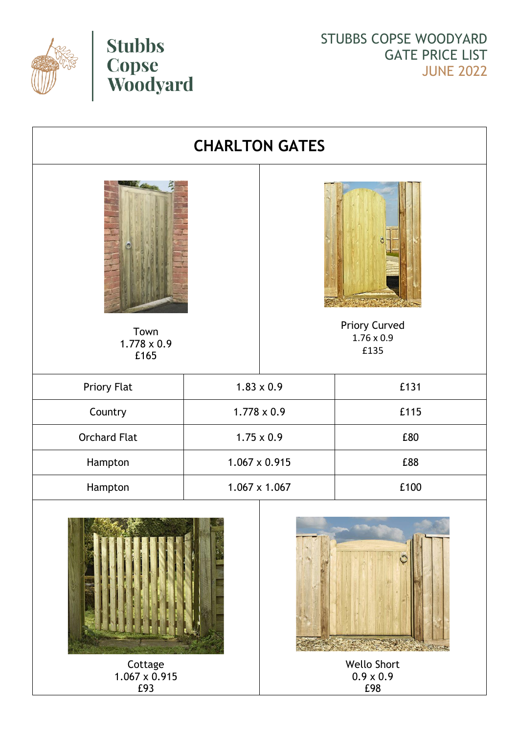**Stubbs Copse Woodyard**

STUBBS COPSE WOODYARD
GATE PRICE LIST
JUNE 2022

# CHARLTON GATES

Town
1.778 x 0.9
£165

Priory Curved
1.76 x 0.9
£135

| Priory Flat | 1.83 x 0.9 | £131 |
|---|---|---|
| Country | 1.778 x 0.9 | £115 |
| Orchard Flat | 1.75 x 0.9 | £80 |
| Hampton | 1.067 x 0.915 | £88 |
| Hampton | 1.067 x 1.067 | £100 |

Cottage
1.067 x 0.915
£93

Wello Short
0.9 x 0.9
£98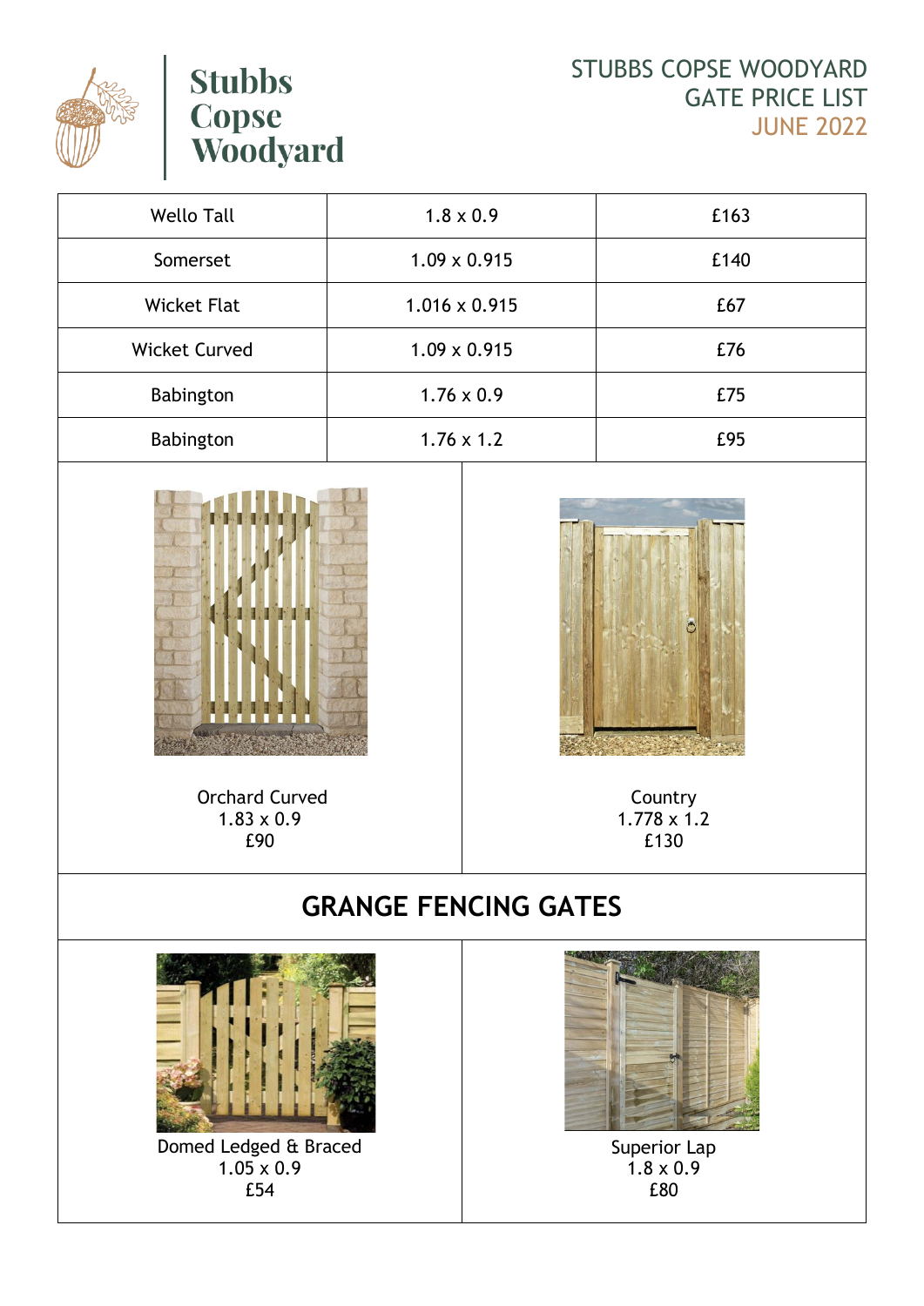# Stubbs Copse Woodyard

STUBBS COPSE WOODYARD
GATE PRICE LIST
JUNE 2022

| Wello Tall | 1.8 x 0.9 | £163 |
|---|---|---|
| Somerset | 1.09 x 0.915 | £140 |
| Wicket Flat | 1.016 x 0.915 | £67 |
| Wicket Curved | 1.09 x 0.915 | £76 |
| Babington | 1.76 x 0.9 | £75 |
| Babington | 1.76 x 1.2 | £95 |

Orchard Curved
1.83 x 0.9
£90

Country
1.778 x 1.2
£130

## GRANGE FENCING GATES

Domed Ledged & Braced
1.05 x 0.9
£54

Superior Lap
1.8 x 0.9
£80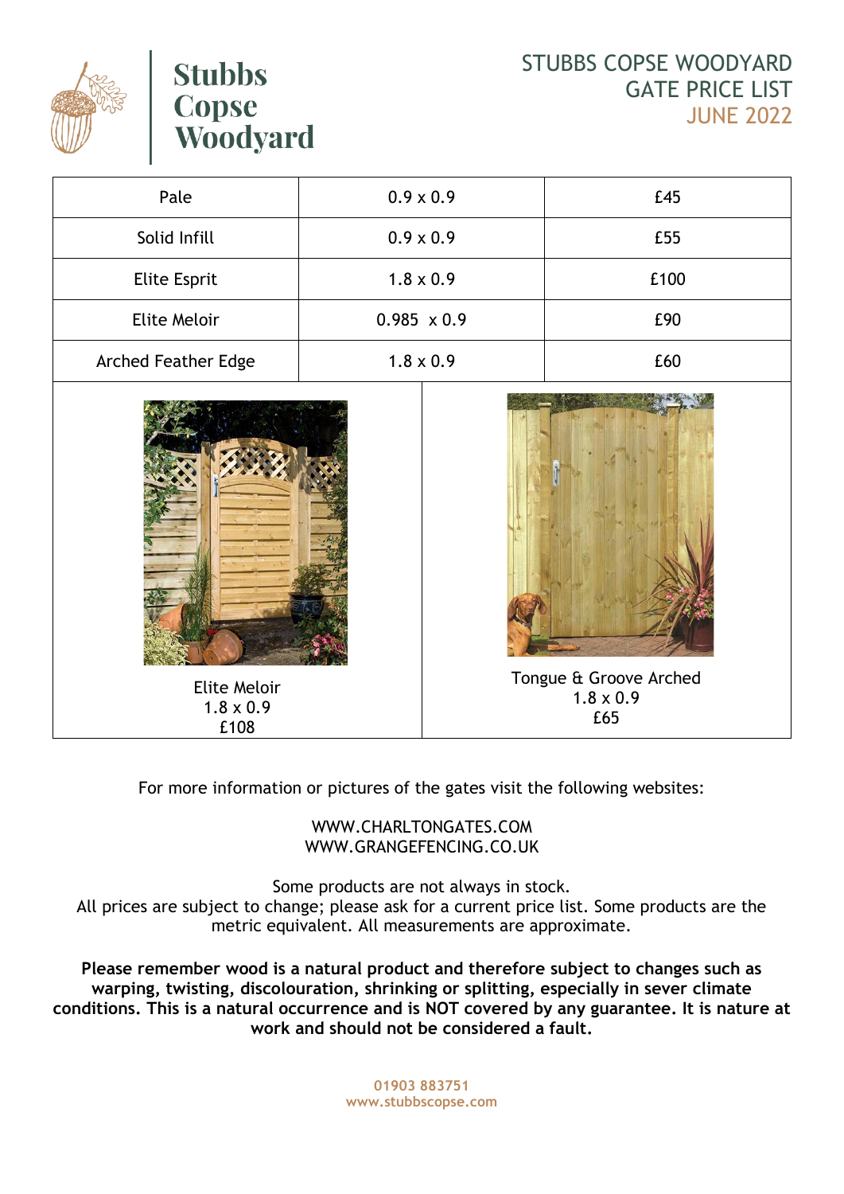# Stubbs Copse Woodyard

## STUBBS COPSE WOODYARD GATE PRICE LIST JUNE 2022

| | | |
|---|---|---|
| Pale | 0.9 x 0.9 | £45 |
| Solid Infill | 0.9 x 0.9 | £55 |
| Elite Esprit | 1.8 x 0.9 | £100 |
| Elite Meloir | 0.985 x 0.9 | £90 |
| Arched Feather Edge | 1.8 x 0.9 | £60 |

Elite Meloir
1.8 x 0.9
£108

Tongue & Groove Arched
1.8 x 0.9
£65

For more information or pictures of the gates visit the following websites:

WWW.CHARLTONGATES.COM
WWW.GRANGEFENCING.CO.UK

Some products are not always in stock.
All prices are subject to change; please ask for a current price list. Some products are the metric equivalent. All measurements are approximate.

**Please remember wood is a natural product and therefore subject to changes such as warping, twisting, discolouration, shrinking or splitting, especially in sever climate conditions. This is a natural occurrence and is NOT covered by any guarantee. It is nature at work and should not be considered a fault.**

**01903 883751**
**www.stubbscopse.com**